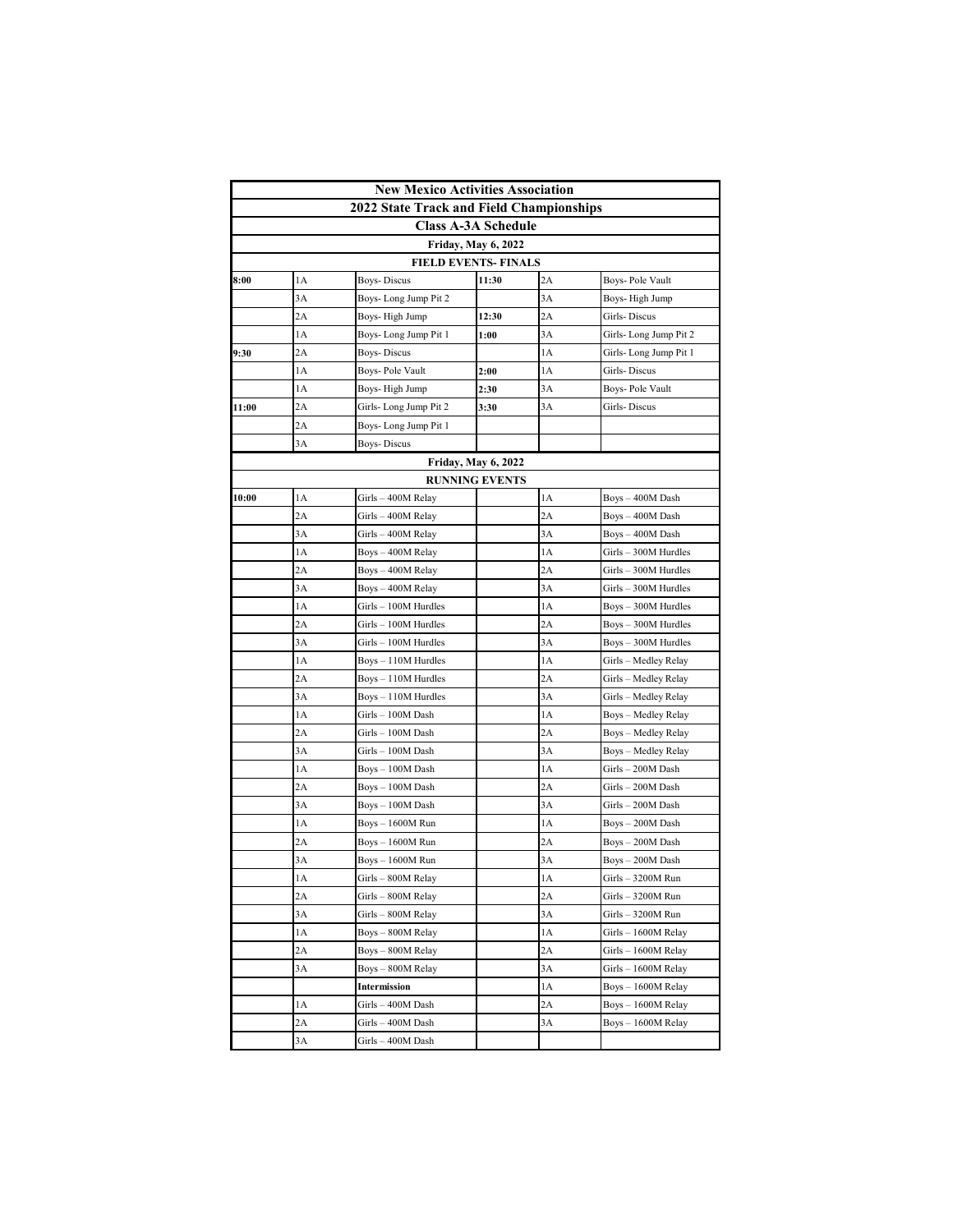# New Mexico Activities Association

## 2022 State Track and Field Championships

### Class A-3A Schedule

**Friday, May 6, 2022**

**FIELD EVENTS- FINALS**

| Time | Class | Event | Time | Class | Event |
|---|---|---|---|---|---|
| **8:00** | 1A | Boys- Discus | **11:30** | 2A | Boys- Pole Vault |
| | 3A | Boys- Long Jump Pit 2 | | 3A | Boys- High Jump |
| | 2A | Boys- High Jump | **12:30** | 2A | Girls- Discus |
| | 1A | Boys- Long Jump Pit 1 | **1:00** | 3A | Girls- Long Jump Pit 2 |
| **9:30** | 2A | Boys- Discus | | 1A | Girls- Long Jump Pit 1 |
| | 1A | Boys- Pole Vault | **2:00** | 1A | Girls- Discus |
| | 1A | Boys- High Jump | **2:30** | 3A | Boys- Pole Vault |
| **11:00** | 2A | Girls- Long Jump Pit 2 | **3:30** | 3A | Girls- Discus |
| | 2A | Boys- Long Jump Pit 1 | | | |
| | 3A | Boys- Discus | | | |

**Friday, May 6, 2022**

**RUNNING EVENTS**

| Time | Class | Event | | Class | Event |
|---|---|---|---|---|---|
| **10:00** | 1A | Girls – 400M Relay | | 1A | Boys – 400M Dash |
| | 2A | Girls – 400M Relay | | 2A | Boys – 400M Dash |
| | 3A | Girls – 400M Relay | | 3A | Boys – 400M Dash |
| | 1A | Boys – 400M Relay | | 1A | Girls – 300M Hurdles |
| | 2A | Boys – 400M Relay | | 2A | Girls – 300M Hurdles |
| | 3A | Boys – 400M Relay | | 3A | Girls – 300M Hurdles |
| | 1A | Girls – 100M Hurdles | | 1A | Boys – 300M Hurdles |
| | 2A | Girls – 100M Hurdles | | 2A | Boys – 300M Hurdles |
| | 3A | Girls – 100M Hurdles | | 3A | Boys – 300M Hurdles |
| | 1A | Boys – 110M Hurdles | | 1A | Girls – Medley Relay |
| | 2A | Boys – 110M Hurdles | | 2A | Girls – Medley Relay |
| | 3A | Boys – 110M Hurdles | | 3A | Girls – Medley Relay |
| | 1A | Girls – 100M Dash | | 1A | Boys – Medley Relay |
| | 2A | Girls – 100M Dash | | 2A | Boys – Medley Relay |
| | 3A | Girls – 100M Dash | | 3A | Boys – Medley Relay |
| | 1A | Boys – 100M Dash | | 1A | Girls – 200M Dash |
| | 2A | Boys – 100M Dash | | 2A | Girls – 200M Dash |
| | 3A | Boys – 100M Dash | | 3A | Girls – 200M Dash |
| | 1A | Boys – 1600M Run | | 1A | Boys – 200M Dash |
| | 2A | Boys – 1600M Run | | 2A | Boys – 200M Dash |
| | 3A | Boys – 1600M Run | | 3A | Boys – 200M Dash |
| | 1A | Girls – 800M Relay | | 1A | Girls – 3200M Run |
| | 2A | Girls – 800M Relay | | 2A | Girls – 3200M Run |
| | 3A | Girls – 800M Relay | | 3A | Girls – 3200M Run |
| | 1A | Boys – 800M Relay | | 1A | Girls – 1600M Relay |
| | 2A | Boys – 800M Relay | | 2A | Girls – 1600M Relay |
| | 3A | Boys – 800M Relay | | 3A | Girls – 1600M Relay |
| | | **Intermission** | | 1A | Boys – 1600M Relay |
| | 1A | Girls – 400M Dash | | 2A | Boys – 1600M Relay |
| | 2A | Girls – 400M Dash | | 3A | Boys – 1600M Relay |
| | 3A | Girls – 400M Dash | | | |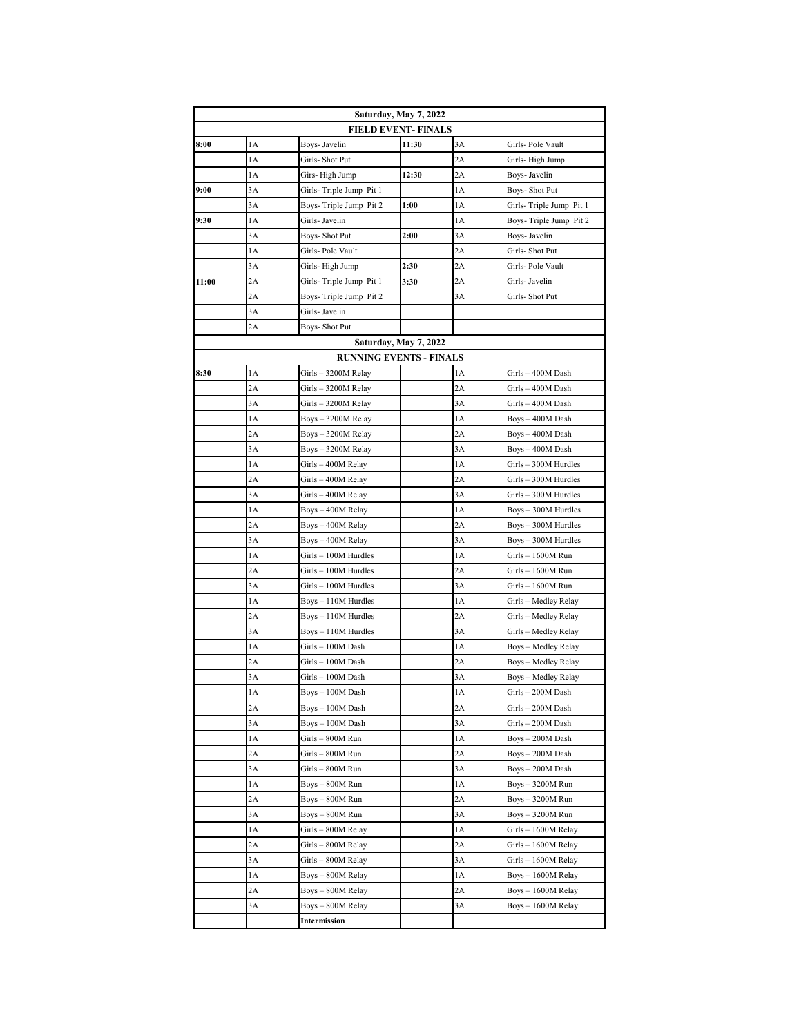| Saturday, May 7, 2022 | | | | | |
|---|---|---|---|---|---|
| **FIELD EVENT- FINALS** | | | | | |
| **8:00** | 1A | Boys- Javelin | **11:30** | 3A | Girls- Pole Vault |
| | 1A | Girls- Shot Put | | 2A | Girls- High Jump |
| | 1A | Girs- High Jump | **12:30** | 2A | Boys- Javelin |
| **9:00** | 3A | Girls- Triple Jump Pit 1 | | 1A | Boys- Shot Put |
| | 3A | Boys- Triple Jump Pit 2 | **1:00** | 1A | Girls- Triple Jump Pit 1 |
| **9:30** | 1A | Girls- Javelin | | 1A | Boys- Triple Jump Pit 2 |
| | 3A | Boys- Shot Put | **2:00** | 3A | Boys- Javelin |
| | 1A | Girls- Pole Vault | | 2A | Girls- Shot Put |
| | 3A | Girls- High Jump | **2:30** | 2A | Girls- Pole Vault |
| **11:00** | 2A | Girls- Triple Jump Pit 1 | **3:30** | 2A | Girls- Javelin |
| | 2A | Boys- Triple Jump Pit 2 | | 3A | Girls- Shot Put |
| | 3A | Girls- Javelin | | | |
| | 2A | Boys- Shot Put | | | |
| **Saturday, May 7, 2022** | | | | | |
| **RUNNING EVENTS - FINALS** | | | | | |
| **8:30** | 1A | Girls – 3200M Relay | | 1A | Girls – 400M Dash |
| | 2A | Girls – 3200M Relay | | 2A | Girls – 400M Dash |
| | 3A | Girls – 3200M Relay | | 3A | Girls – 400M Dash |
| | 1A | Boys – 3200M Relay | | 1A | Boys – 400M Dash |
| | 2A | Boys – 3200M Relay | | 2A | Boys – 400M Dash |
| | 3A | Boys – 3200M Relay | | 3A | Boys – 400M Dash |
| | 1A | Girls – 400M Relay | | 1A | Girls – 300M Hurdles |
| | 2A | Girls – 400M Relay | | 2A | Girls – 300M Hurdles |
| | 3A | Girls – 400M Relay | | 3A | Girls – 300M Hurdles |
| | 1A | Boys – 400M Relay | | 1A | Boys – 300M Hurdles |
| | 2A | Boys – 400M Relay | | 2A | Boys – 300M Hurdles |
| | 3A | Boys – 400M Relay | | 3A | Boys – 300M Hurdles |
| | 1A | Girls – 100M Hurdles | | 1A | Girls – 1600M Run |
| | 2A | Girls – 100M Hurdles | | 2A | Girls – 1600M Run |
| | 3A | Girls – 100M Hurdles | | 3A | Girls – 1600M Run |
| | 1A | Boys – 110M Hurdles | | 1A | Girls – Medley Relay |
| | 2A | Boys – 110M Hurdles | | 2A | Girls – Medley Relay |
| | 3A | Boys – 110M Hurdles | | 3A | Girls – Medley Relay |
| | 1A | Girls – 100M Dash | | 1A | Boys – Medley Relay |
| | 2A | Girls – 100M Dash | | 2A | Boys – Medley Relay |
| | 3A | Girls – 100M Dash | | 3A | Boys – Medley Relay |
| | 1A | Boys – 100M Dash | | 1A | Girls – 200M Dash |
| | 2A | Boys – 100M Dash | | 2A | Girls – 200M Dash |
| | 3A | Boys – 100M Dash | | 3A | Girls – 200M Dash |
| | 1A | Girls – 800M Run | | 1A | Boys – 200M Dash |
| | 2A | Girls – 800M Run | | 2A | Boys – 200M Dash |
| | 3A | Girls – 800M Run | | 3A | Boys – 200M Dash |
| | 1A | Boys – 800M Run | | 1A | Boys – 3200M Run |
| | 2A | Boys – 800M Run | | 2A | Boys – 3200M Run |
| | 3A | Boys – 800M Run | | 3A | Boys – 3200M Run |
| | 1A | Girls – 800M Relay | | 1A | Girls – 1600M Relay |
| | 2A | Girls – 800M Relay | | 2A | Girls – 1600M Relay |
| | 3A | Girls – 800M Relay | | 3A | Girls – 1600M Relay |
| | 1A | Boys – 800M Relay | | 1A | Boys – 1600M Relay |
| | 2A | Boys – 800M Relay | | 2A | Boys – 1600M Relay |
| | 3A | Boys – 800M Relay | | 3A | Boys – 1600M Relay |
| | | **Intermission** | | | |